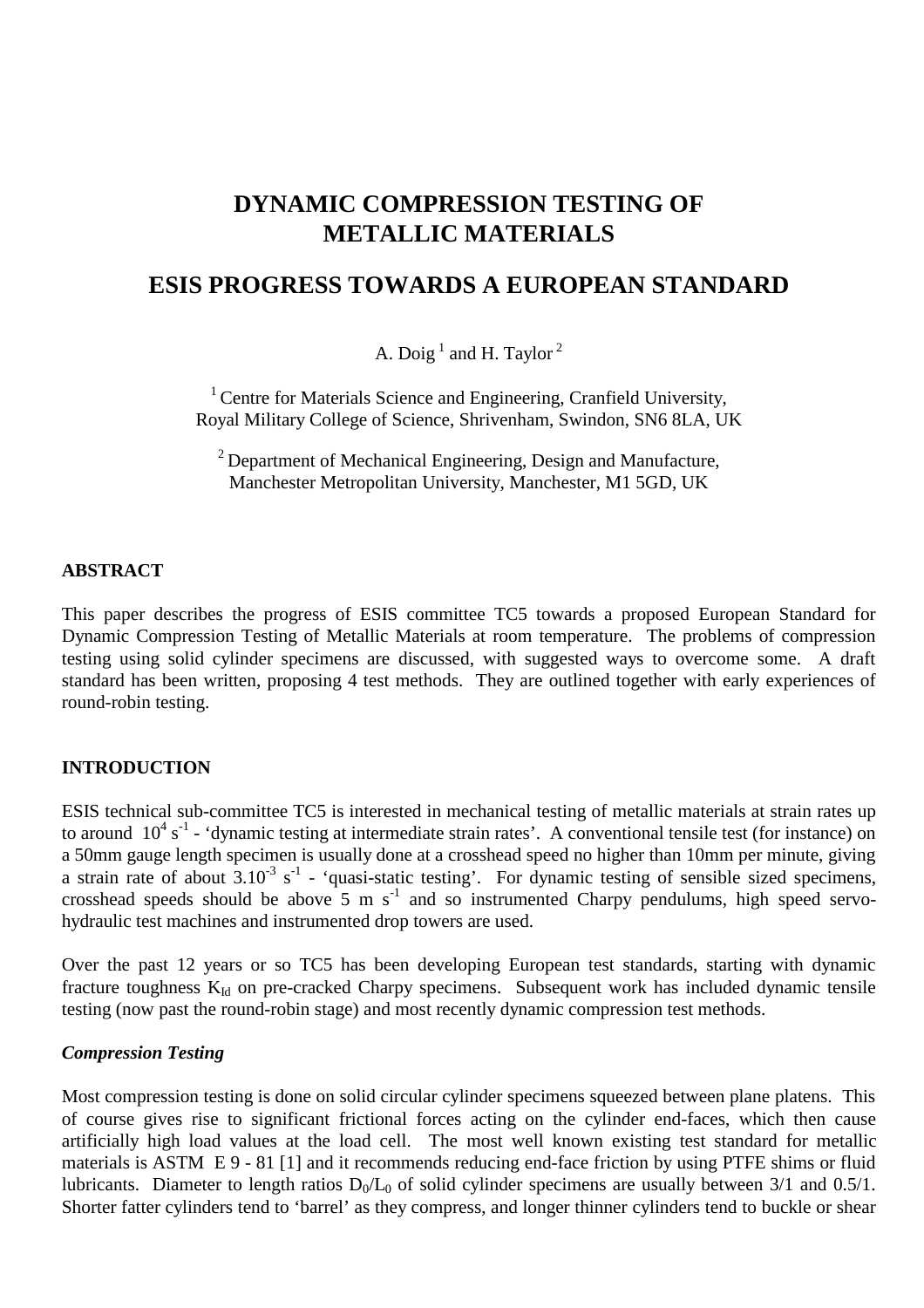# DYNAMIC COMPRESSION TESTING OF METALLIC MATERIALS

# ESIS PROGRESS TOWARDS A EUROPEAN STANDARD

A. Doig [1] and H. Taylor [2]

[1] Centre for Materials Science and Engineering, Cranfield University, Royal Military College of Science, Shrivenham, Swindon, SN6 8LA, UK

[2] Department of Mechanical Engineering, Design and Manufacture, Manchester Metropolitan University, Manchester, M1 5GD, UK

## ABSTRACT

This paper describes the progress of ESIS committee TC5 towards a proposed European Standard for Dynamic Compression Testing of Metallic Materials at room temperature. The problems of compression testing using solid cylinder specimens are discussed, with suggested ways to overcome some. A draft standard has been written, proposing 4 test methods. They are outlined together with early experiences of round-robin testing.

## INTRODUCTION

ESIS technical sub-committee TC5 is interested in mechanical testing of metallic materials at strain rates up to around $10^4$ $s^{-1}$ - 'dynamic testing at intermediate strain rates'. A conventional tensile test (for instance) on a 50mm gauge length specimen is usually done at a crosshead speed no higher than 10mm per minute, giving a strain rate of about $3.10^{-3}$ $s^{-1}$ - 'quasi-static testing'. For dynamic testing of sensible sized specimens, crosshead speeds should be above 5 m $s^{-1}$ and so instrumented Charpy pendulums, high speed servo-hydraulic test machines and instrumented drop towers are used.

Over the past 12 years or so TC5 has been developing European test standards, starting with dynamic fracture toughness $K_{Id}$ on pre-cracked Charpy specimens. Subsequent work has included dynamic tensile testing (now past the round-robin stage) and most recently dynamic compression test methods.

### *Compression Testing*

Most compression testing is done on solid circular cylinder specimens squeezed between plane platens. This of course gives rise to significant frictional forces acting on the cylinder end-faces, which then cause artificially high load values at the load cell. The most well known existing test standard for metallic materials is ASTM E 9 - 81 [1] and it recommends reducing end-face friction by using PTFE shims or fluid lubricants. Diameter to length ratios $D_0/L_0$ of solid cylinder specimens are usually between 3/1 and 0.5/1. Shorter fatter cylinders tend to 'barrel' as they compress, and longer thinner cylinders tend to buckle or shear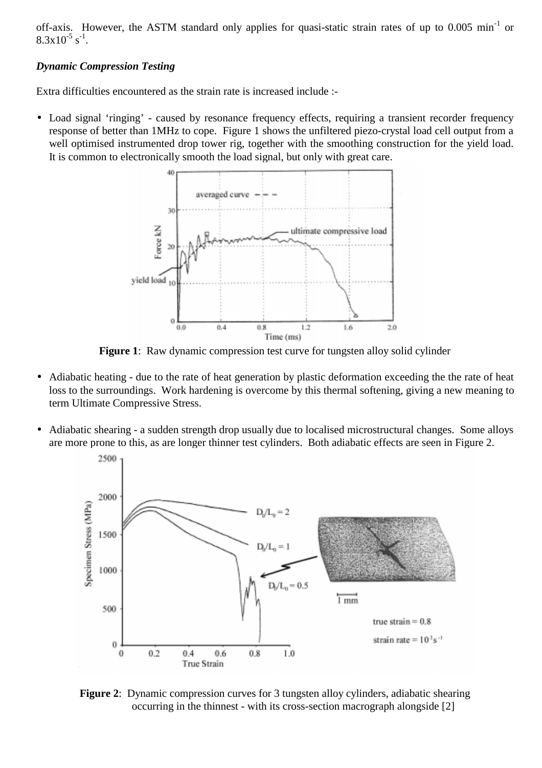off-axis. However, the ASTM standard only applies for quasi-static strain rates of up to 0.005 $min^{-1}$ or $8.3x10^{-5}$ $s^{-1}$.

***Dynamic Compression Testing***

Extra difficulties encountered as the strain rate is increased include :-

- Load signal 'ringing' - caused by resonance frequency effects, requiring a transient recorder frequency response of better than 1MHz to cope. Figure 1 shows the unfiltered piezo-crystal load cell output from a well optimised instrumented drop tower rig, together with the smoothing construction for the yield load. It is common to electronically smooth the load signal, but only with great care.

**Figure 1**: Raw dynamic compression test curve for tungsten alloy solid cylinder

- Adiabatic heating - due to the rate of heat generation by plastic deformation exceeding the the rate of heat loss to the surroundings. Work hardening is overcome by this thermal softening, giving a new meaning to term Ultimate Compressive Stress.

- Adiabatic shearing - a sudden strength drop usually due to localised microstructural changes. Some alloys are more prone to this, as are longer thinner test cylinders. Both adiabatic effects are seen in Figure 2.

**Figure 2**: Dynamic compression curves for 3 tungsten alloy cylinders, adiabatic shearing occurring in the thinnest - with its cross-section macrograph alongside [2]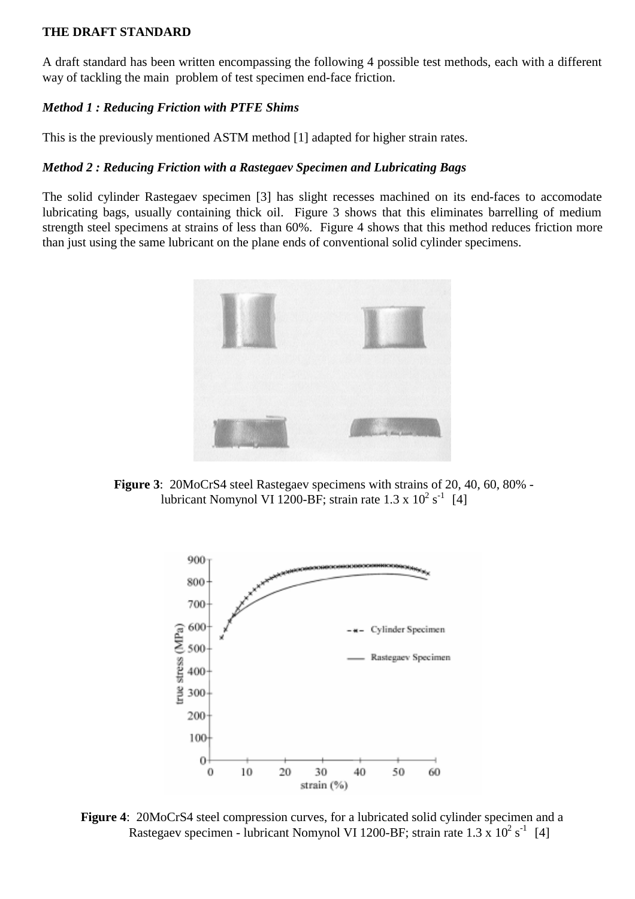**THE DRAFT STANDARD**

A draft standard has been written encompassing the following 4 possible test methods, each with a different way of tackling the main problem of test specimen end-face friction.

***Method 1 : Reducing Friction with PTFE Shims***

This is the previously mentioned ASTM method [1] adapted for higher strain rates.

***Method 2 : Reducing Friction with a Rastegaev Specimen and Lubricating Bags***

The solid cylinder Rastegaev specimen [3] has slight recesses machined on its end-faces to accomodate lubricating bags, usually containing thick oil. Figure 3 shows that this eliminates barrelling of medium strength steel specimens at strains of less than 60%. Figure 4 shows that this method reduces friction more than just using the same lubricant on the plane ends of conventional solid cylinder specimens.

**Figure 3**: 20MoCrS4 steel Rastegaev specimens with strains of 20, 40, 60, 80% - lubricant Nomynol VI 1200-BF; strain rate 1.3 x $10^2$ $s^{-1}$ [4]

**Figure 4**: 20MoCrS4 steel compression curves, for a lubricated solid cylinder specimen and a Rastegaev specimen - lubricant Nomynol VI 1200-BF; strain rate 1.3 x $10^2$ $s^{-1}$ [4]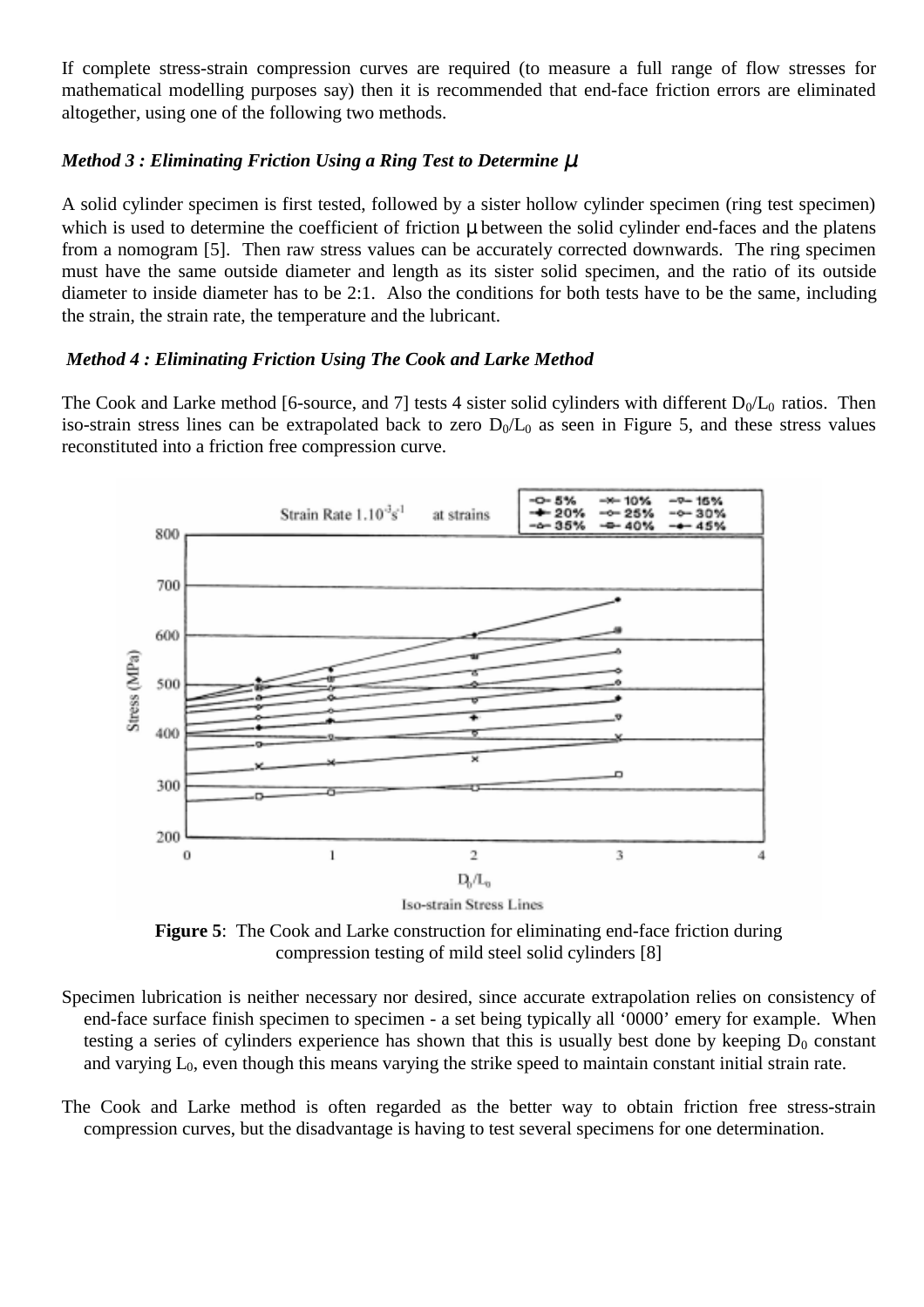If complete stress-strain compression curves are required (to measure a full range of flow stresses for mathematical modelling purposes say) then it is recommended that end-face friction errors are eliminated altogether, using one of the following two methods.

***Method 3 : Eliminating Friction Using a Ring Test to Determine μ***

A solid cylinder specimen is first tested, followed by a sister hollow cylinder specimen (ring test specimen) which is used to determine the coefficient of friction μ between the solid cylinder end-faces and the platens from a nomogram [5]. Then raw stress values can be accurately corrected downwards. The ring specimen must have the same outside diameter and length as its sister solid specimen, and the ratio of its outside diameter to inside diameter has to be 2:1. Also the conditions for both tests have to be the same, including the strain, the strain rate, the temperature and the lubricant.

***Method 4 : Eliminating Friction Using The Cook and Larke Method***

The Cook and Larke method [6-source, and 7] tests 4 sister solid cylinders with different $D_0/L_0$ ratios. Then iso-strain stress lines can be extrapolated back to zero $D_0/L_0$ as seen in Figure 5, and these stress values reconstituted into a friction free compression curve.

**Figure 5**: The Cook and Larke construction for eliminating end-face friction during compression testing of mild steel solid cylinders [8]

Specimen lubrication is neither necessary nor desired, since accurate extrapolation relies on consistency of end-face surface finish specimen to specimen - a set being typically all '0000' emery for example. When testing a series of cylinders experience has shown that this is usually best done by keeping $D_0$ constant and varying $L_0$, even though this means varying the strike speed to maintain constant initial strain rate.

The Cook and Larke method is often regarded as the better way to obtain friction free stress-strain compression curves, but the disadvantage is having to test several specimens for one determination.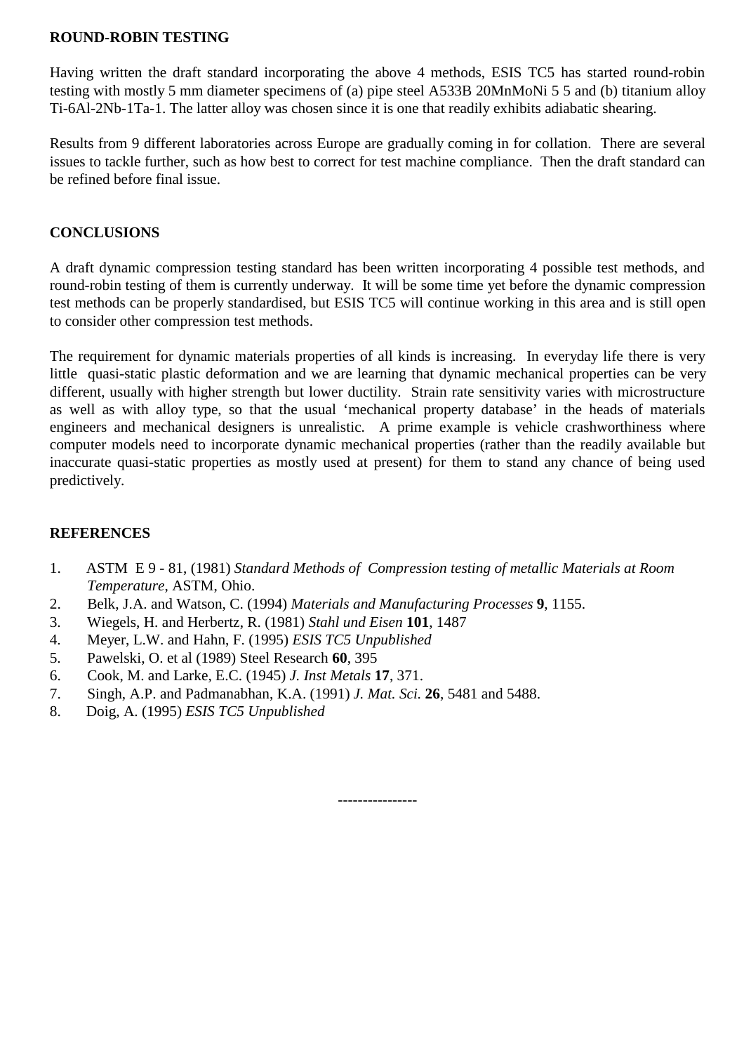## ROUND-ROBIN TESTING

Having written the draft standard incorporating the above 4 methods, ESIS TC5 has started round-robin testing with mostly 5 mm diameter specimens of (a) pipe steel A533B 20MnMoNi 5 5 and (b) titanium alloy Ti-6Al-2Nb-1Ta-1. The latter alloy was chosen since it is one that readily exhibits adiabatic shearing.

Results from 9 different laboratories across Europe are gradually coming in for collation. There are several issues to tackle further, such as how best to correct for test machine compliance. Then the draft standard can be refined before final issue.

## CONCLUSIONS

A draft dynamic compression testing standard has been written incorporating 4 possible test methods, and round-robin testing of them is currently underway. It will be some time yet before the dynamic compression test methods can be properly standardised, but ESIS TC5 will continue working in this area and is still open to consider other compression test methods.

The requirement for dynamic materials properties of all kinds is increasing. In everyday life there is very little quasi-static plastic deformation and we are learning that dynamic mechanical properties can be very different, usually with higher strength but lower ductility. Strain rate sensitivity varies with microstructure as well as with alloy type, so that the usual 'mechanical property database' in the heads of materials engineers and mechanical designers is unrealistic. A prime example is vehicle crashworthiness where computer models need to incorporate dynamic mechanical properties (rather than the readily available but inaccurate quasi-static properties as mostly used at present) for them to stand any chance of being used predictively.

## REFERENCES

1. ASTM E 9 - 81, (1981) *Standard Methods of Compression testing of metallic Materials at Room Temperature*, ASTM, Ohio.
2. Belk, J.A. and Watson, C. (1994) *Materials and Manufacturing Processes* **9**, 1155.
3. Wiegels, H. and Herbertz, R. (1981) *Stahl und Eisen* **101**, 1487
4. Meyer, L.W. and Hahn, F. (1995) *ESIS TC5 Unpublished*
5. Pawelski, O. et al (1989) Steel Research **60**, 395
6. Cook, M. and Larke, E.C. (1945) *J. Inst Metals* **17**, 371.
7. Singh, A.P. and Padmanabhan, K.A. (1991) *J. Mat. Sci.* **26**, 5481 and 5488.
8. Doig, A. (1995) *ESIS TC5 Unpublished*

----------------